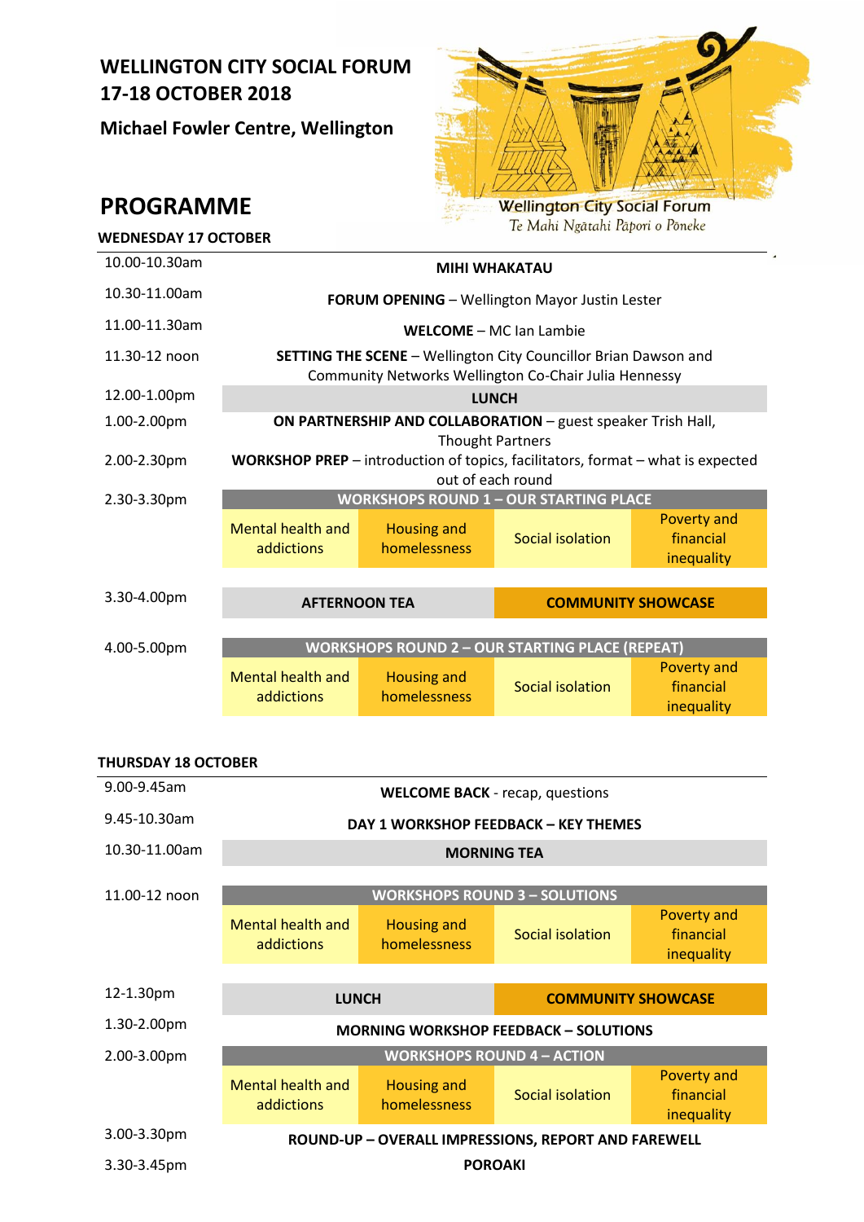# WELLINGTON CITY SOCIAL FORUM
# 17-18 OCTOBER 2018

### Michael Fowler Centre, Wellington

Wellington City Social Forum
*Te Mahi Ngātahi Pāpori o Pōneke*

## PROGRAMME

### WEDNESDAY 17 OCTOBER

| Time | | | | |
|---|---|---|---|---|
| 10.00-10.30am | **MIHI WHAKATAU** | | | |
| 10.30-11.00am | **FORUM OPENING** – Wellington Mayor Justin Lester | | | |
| 11.00-11.30am | **WELCOME** – MC Ian Lambie | | | |
| 11.30-12 noon | **SETTING THE SCENE** – Wellington City Councillor Brian Dawson and Community Networks Wellington Co-Chair Julia Hennessy | | | |
| 12.00-1.00pm | **LUNCH** | | | |
| 1.00-2.00pm | **ON PARTNERSHIP AND COLLABORATION** – guest speaker Trish Hall, Thought Partners | | | |
| 2.00-2.30pm | **WORKSHOP PREP** – introduction of topics, facilitators, format – what is expected out of each round | | | |
| 2.30-3.30pm | **WORKSHOPS ROUND 1 – OUR STARTING PLACE** | | | |
| | Mental health and addictions | Housing and homelessness | Social isolation | Poverty and financial inequality |
| 3.30-4.00pm | **AFTERNOON TEA** | | **COMMUNITY SHOWCASE** | |
| 4.00-5.00pm | **WORKSHOPS ROUND 2 – OUR STARTING PLACE (REPEAT)** | | | |
| | Mental health and addictions | Housing and homelessness | Social isolation | Poverty and financial inequality |

### THURSDAY 18 OCTOBER

| Time | | | | |
|---|---|---|---|---|
| 9.00-9.45am | **WELCOME BACK** - recap, questions | | | |
| 9.45-10.30am | **DAY 1 WORKSHOP FEEDBACK – KEY THEMES** | | | |
| 10.30-11.00am | **MORNING TEA** | | | |
| 11.00-12 noon | **WORKSHOPS ROUND 3 – SOLUTIONS** | | | |
| | Mental health and addictions | Housing and homelessness | Social isolation | Poverty and financial inequality |
| 12-1.30pm | **LUNCH** | | **COMMUNITY SHOWCASE** | |
| 1.30-2.00pm | **MORNING WORKSHOP FEEDBACK – SOLUTIONS** | | | |
| 2.00-3.00pm | **WORKSHOPS ROUND 4 – ACTION** | | | |
| | Mental health and addictions | Housing and homelessness | Social isolation | Poverty and financial inequality |
| 3.00-3.30pm | **ROUND-UP – OVERALL IMPRESSIONS, REPORT AND FAREWELL** | | | |
| 3.30-3.45pm | **POROAKI** | | | |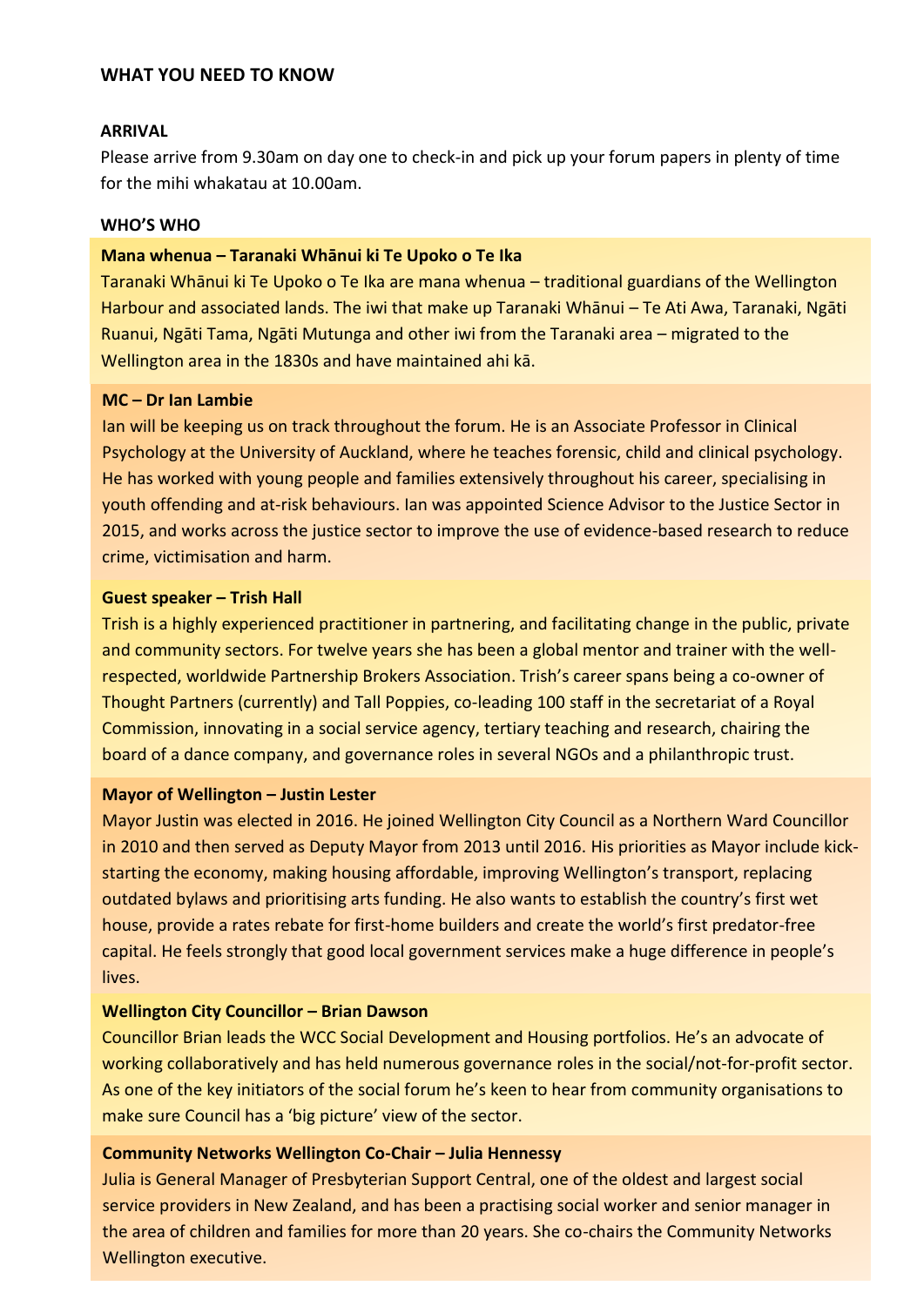## WHAT YOU NEED TO KNOW

### ARRIVAL

Please arrive from 9.30am on day one to check-in and pick up your forum papers in plenty of time for the mihi whakatau at 10.00am.

### WHO'S WHO

**Mana whenua – Taranaki Whānui ki Te Upoko o Te Ika**

Taranaki Whānui ki Te Upoko o Te Ika are mana whenua – traditional guardians of the Wellington Harbour and associated lands. The iwi that make up Taranaki Whānui – Te Ati Awa, Taranaki, Ngāti Ruanui, Ngāti Tama, Ngāti Mutunga and other iwi from the Taranaki area – migrated to the Wellington area in the 1830s and have maintained ahi kā.

**MC – Dr Ian Lambie**

Ian will be keeping us on track throughout the forum. He is an Associate Professor in Clinical Psychology at the University of Auckland, where he teaches forensic, child and clinical psychology. He has worked with young people and families extensively throughout his career, specialising in youth offending and at-risk behaviours. Ian was appointed Science Advisor to the Justice Sector in 2015, and works across the justice sector to improve the use of evidence-based research to reduce crime, victimisation and harm.

**Guest speaker – Trish Hall**

Trish is a highly experienced practitioner in partnering, and facilitating change in the public, private and community sectors. For twelve years she has been a global mentor and trainer with the well-respected, worldwide Partnership Brokers Association. Trish's career spans being a co-owner of Thought Partners (currently) and Tall Poppies, co-leading 100 staff in the secretariat of a Royal Commission, innovating in a social service agency, tertiary teaching and research, chairing the board of a dance company, and governance roles in several NGOs and a philanthropic trust.

**Mayor of Wellington – Justin Lester**

Mayor Justin was elected in 2016. He joined Wellington City Council as a Northern Ward Councillor in 2010 and then served as Deputy Mayor from 2013 until 2016. His priorities as Mayor include kick-starting the economy, making housing affordable, improving Wellington's transport, replacing outdated bylaws and prioritising arts funding. He also wants to establish the country's first wet house, provide a rates rebate for first-home builders and create the world's first predator-free capital. He feels strongly that good local government services make a huge difference in people's lives.

**Wellington City Councillor – Brian Dawson**

Councillor Brian leads the WCC Social Development and Housing portfolios. He's an advocate of working collaboratively and has held numerous governance roles in the social/not-for-profit sector. As one of the key initiators of the social forum he's keen to hear from community organisations to make sure Council has a 'big picture' view of the sector.

**Community Networks Wellington Co-Chair – Julia Hennessy**

Julia is General Manager of Presbyterian Support Central, one of the oldest and largest social service providers in New Zealand, and has been a practising social worker and senior manager in the area of children and families for more than 20 years. She co-chairs the Community Networks Wellington executive.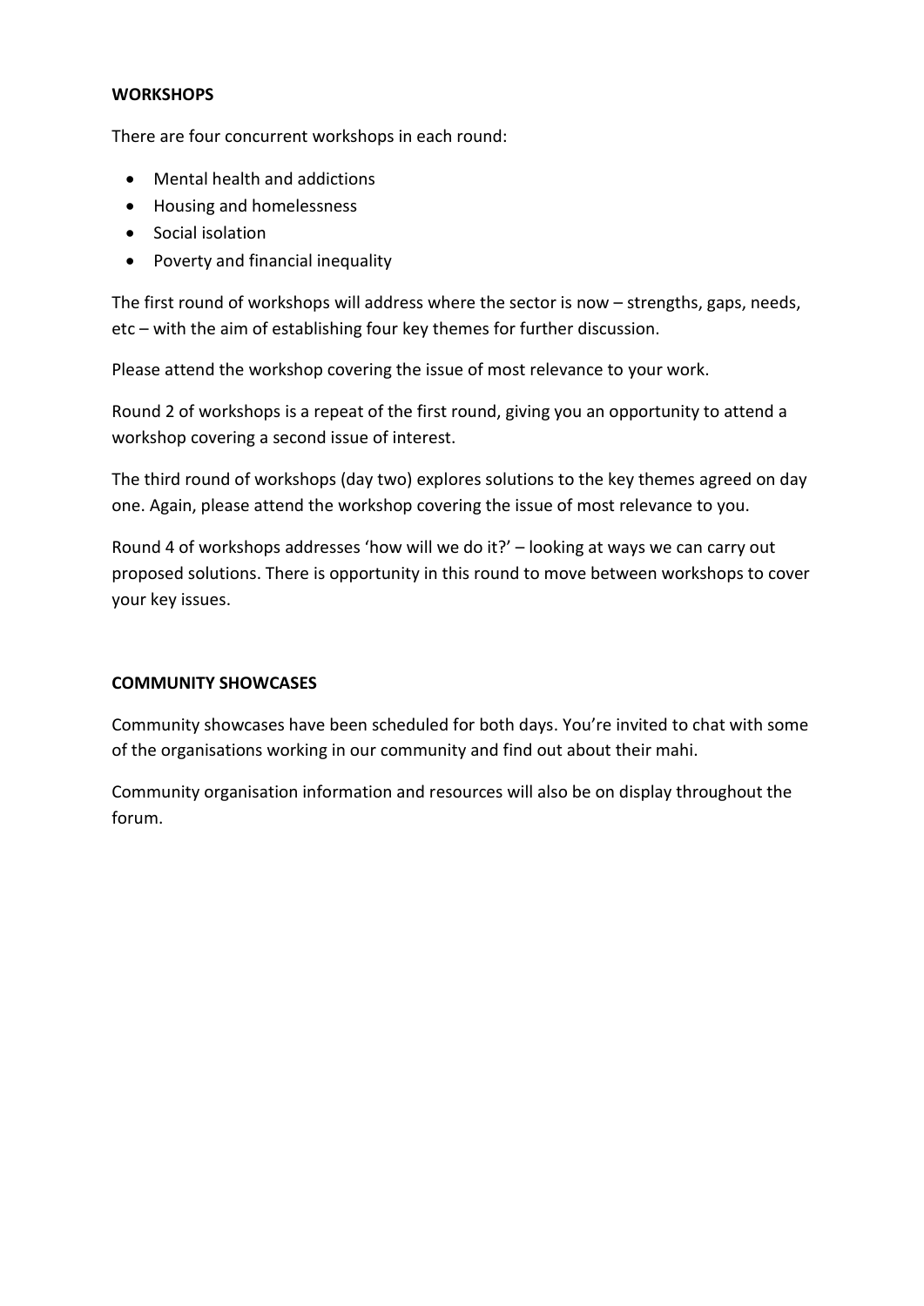**WORKSHOPS**

There are four concurrent workshops in each round:

- Mental health and addictions
- Housing and homelessness
- Social isolation
- Poverty and financial inequality

The first round of workshops will address where the sector is now – strengths, gaps, needs, etc – with the aim of establishing four key themes for further discussion.

Please attend the workshop covering the issue of most relevance to your work.

Round 2 of workshops is a repeat of the first round, giving you an opportunity to attend a workshop covering a second issue of interest.

The third round of workshops (day two) explores solutions to the key themes agreed on day one. Again, please attend the workshop covering the issue of most relevance to you.

Round 4 of workshops addresses 'how will we do it?' – looking at ways we can carry out proposed solutions. There is opportunity in this round to move between workshops to cover your key issues.

**COMMUNITY SHOWCASES**

Community showcases have been scheduled for both days. You're invited to chat with some of the organisations working in our community and find out about their mahi.

Community organisation information and resources will also be on display throughout the forum.